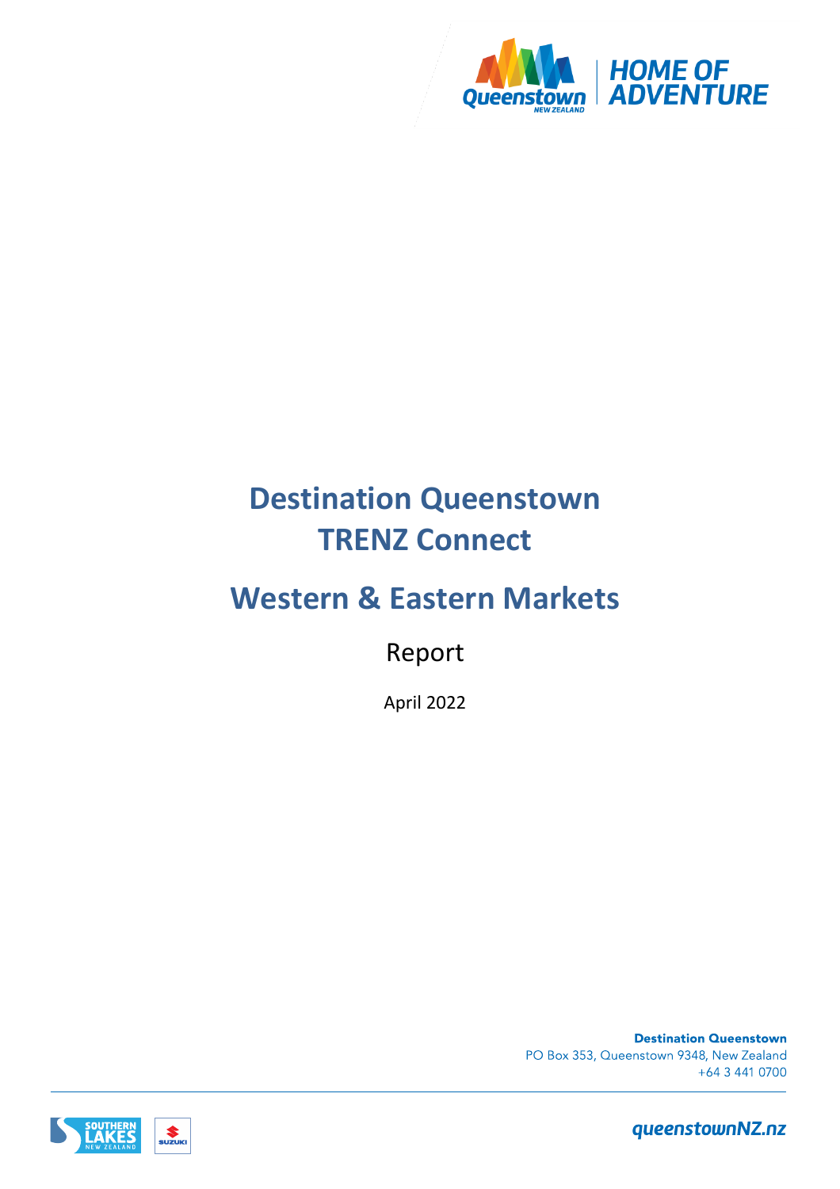# Destination Queenstown TRENZ Connect

# Western & Eastern Markets

Report

April 2022

**Destination Queenstown**
PO Box 353, Queenstown 9348, New Zealand
+64 3 441 0700

queenstownNZ.nz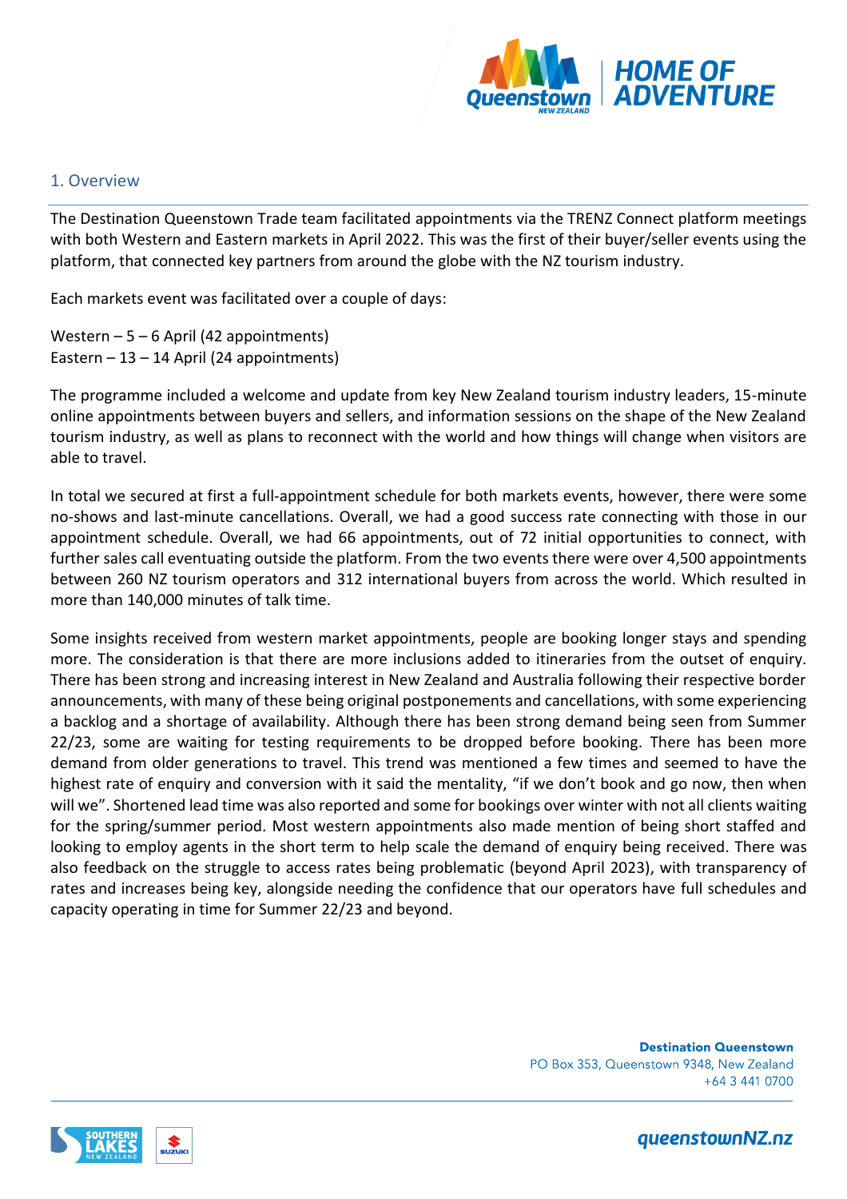## 1. Overview

The Destination Queenstown Trade team facilitated appointments via the TRENZ Connect platform meetings with both Western and Eastern markets in April 2022. This was the first of their buyer/seller events using the platform, that connected key partners from around the globe with the NZ tourism industry.

Each markets event was facilitated over a couple of days:

Western – 5 – 6 April (42 appointments)
Eastern – 13 – 14 April (24 appointments)

The programme included a welcome and update from key New Zealand tourism industry leaders, 15-minute online appointments between buyers and sellers, and information sessions on the shape of the New Zealand tourism industry, as well as plans to reconnect with the world and how things will change when visitors are able to travel.

In total we secured at first a full-appointment schedule for both markets events, however, there were some no-shows and last-minute cancellations. Overall, we had a good success rate connecting with those in our appointment schedule. Overall, we had 66 appointments, out of 72 initial opportunities to connect, with further sales call eventuating outside the platform. From the two events there were over 4,500 appointments between 260 NZ tourism operators and 312 international buyers from across the world. Which resulted in more than 140,000 minutes of talk time.

Some insights received from western market appointments, people are booking longer stays and spending more. The consideration is that there are more inclusions added to itineraries from the outset of enquiry. There has been strong and increasing interest in New Zealand and Australia following their respective border announcements, with many of these being original postponements and cancellations, with some experiencing a backlog and a shortage of availability. Although there has been strong demand being seen from Summer 22/23, some are waiting for testing requirements to be dropped before booking. There has been more demand from older generations to travel. This trend was mentioned a few times and seemed to have the highest rate of enquiry and conversion with it said the mentality, "if we don't book and go now, then when will we". Shortened lead time was also reported and some for bookings over winter with not all clients waiting for the spring/summer period. Most western appointments also made mention of being short staffed and looking to employ agents in the short term to help scale the demand of enquiry being received. There was also feedback on the struggle to access rates being problematic (beyond April 2023), with transparency of rates and increases being key, alongside needing the confidence that our operators have full schedules and capacity operating in time for Summer 22/23 and beyond.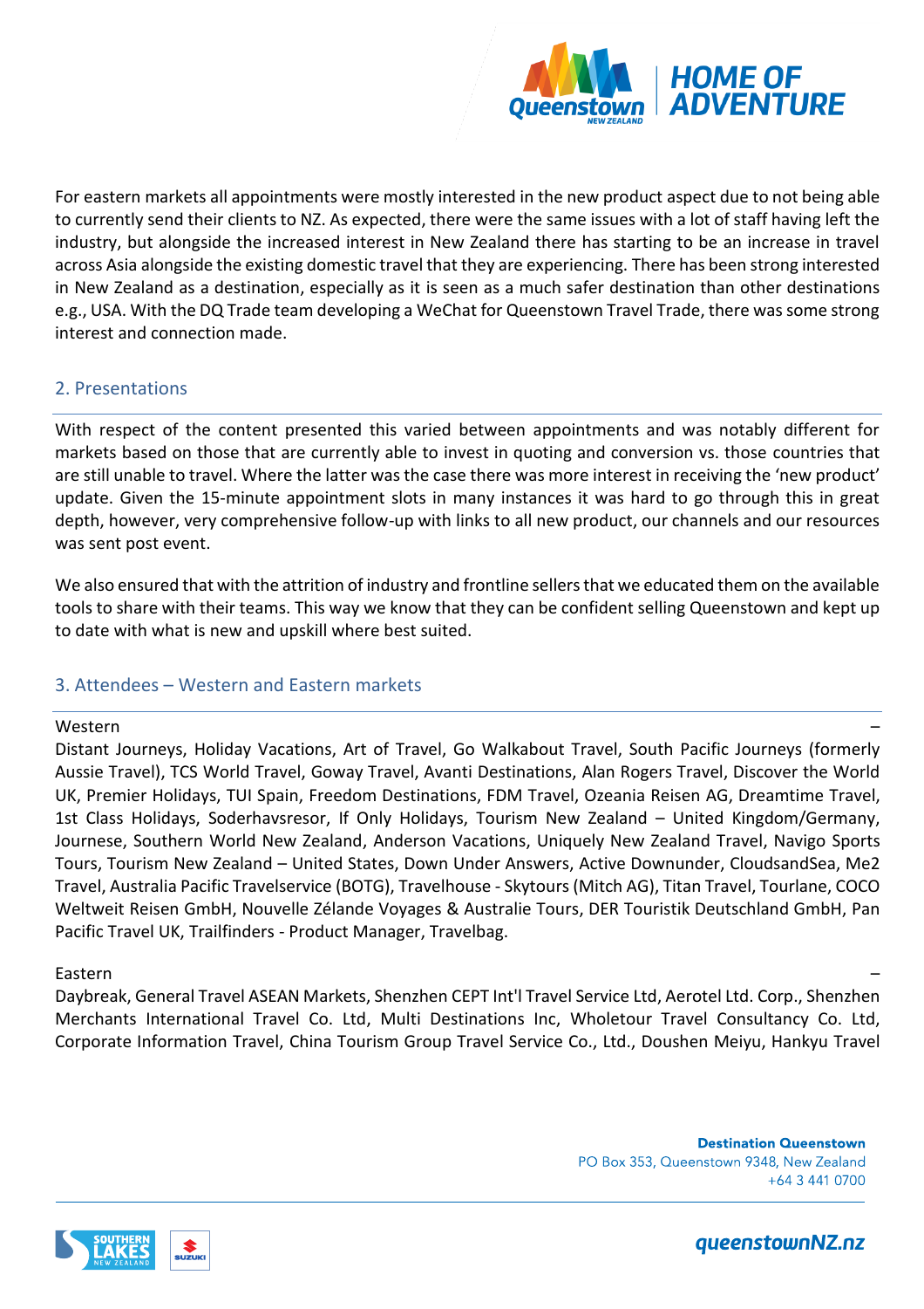For eastern markets all appointments were mostly interested in the new product aspect due to not being able to currently send their clients to NZ. As expected, there were the same issues with a lot of staff having left the industry, but alongside the increased interest in New Zealand there has starting to be an increase in travel across Asia alongside the existing domestic travel that they are experiencing. There has been strong interested in New Zealand as a destination, especially as it is seen as a much safer destination than other destinations e.g., USA. With the DQ Trade team developing a WeChat for Queenstown Travel Trade, there was some strong interest and connection made.

## 2. Presentations

With respect of the content presented this varied between appointments and was notably different for markets based on those that are currently able to invest in quoting and conversion vs. those countries that are still unable to travel. Where the latter was the case there was more interest in receiving the 'new product' update. Given the 15-minute appointment slots in many instances it was hard to go through this in great depth, however, very comprehensive follow-up with links to all new product, our channels and our resources was sent post event.

We also ensured that with the attrition of industry and frontline sellers that we educated them on the available tools to share with their teams. This way we know that they can be confident selling Queenstown and kept up to date with what is new and upskill where best suited.

## 3. Attendees – Western and Eastern markets

Western –
Distant Journeys, Holiday Vacations, Art of Travel, Go Walkabout Travel, South Pacific Journeys (formerly Aussie Travel), TCS World Travel, Goway Travel, Avanti Destinations, Alan Rogers Travel, Discover the World UK, Premier Holidays, TUI Spain, Freedom Destinations, FDM Travel, Ozeania Reisen AG, Dreamtime Travel, 1st Class Holidays, Soderhavsresor, If Only Holidays, Tourism New Zealand – United Kingdom/Germany, Journese, Southern World New Zealand, Anderson Vacations, Uniquely New Zealand Travel, Navigo Sports Tours, Tourism New Zealand – United States, Down Under Answers, Active Downunder, CloudsandSea, Me2 Travel, Australia Pacific Travelservice (BOTG), Travelhouse - Skytours (Mitch AG), Titan Travel, Tourlane, COCO Weltweit Reisen GmbH, Nouvelle Zélande Voyages & Australie Tours, DER Touristik Deutschland GmbH, Pan Pacific Travel UK, Trailfinders - Product Manager, Travelbag.

Eastern –
Daybreak, General Travel ASEAN Markets, Shenzhen CEPT Int'l Travel Service Ltd, Aerotel Ltd. Corp., Shenzhen Merchants International Travel Co. Ltd, Multi Destinations Inc, Wholetour Travel Consultancy Co. Ltd, Corporate Information Travel, China Tourism Group Travel Service Co., Ltd., Doushen Meiyu, Hankyu Travel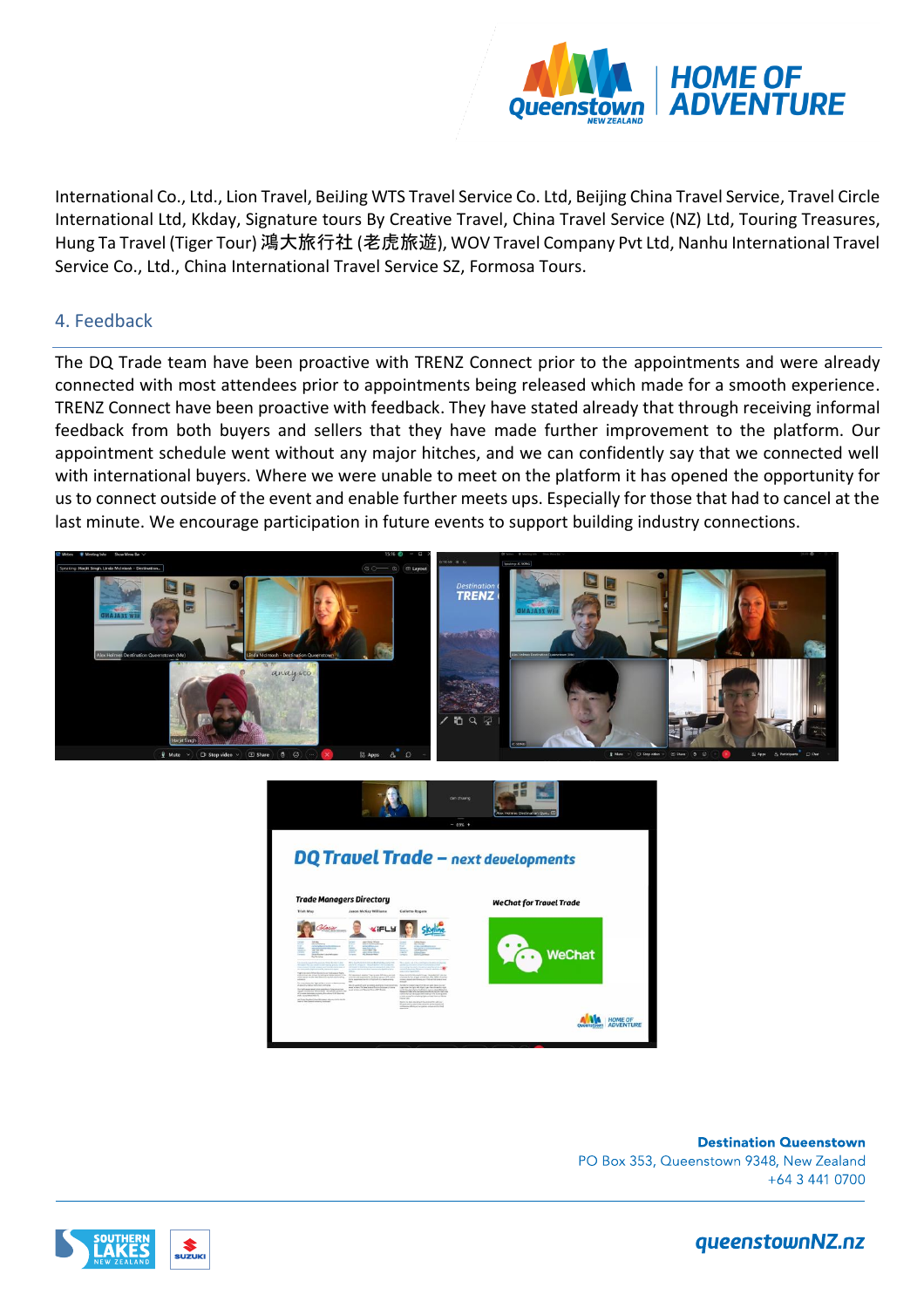International Co., Ltd., Lion Travel, BeiJing WTS Travel Service Co. Ltd, Beijing China Travel Service, Travel Circle International Ltd, Kkday, Signature tours By Creative Travel, China Travel Service (NZ) Ltd, Touring Treasures, Hung Ta Travel (Tiger Tour) 鴻大旅行社 (老虎旅遊), WOV Travel Company Pvt Ltd, Nanhu International Travel Service Co., Ltd., China International Travel Service SZ, Formosa Tours.

## 4. Feedback

The DQ Trade team have been proactive with TRENZ Connect prior to the appointments and were already connected with most attendees prior to appointments being released which made for a smooth experience. TRENZ Connect have been proactive with feedback. They have stated already that through receiving informal feedback from both buyers and sellers that they have made further improvement to the platform. Our appointment schedule went without any major hitches, and we can confidently say that we connected well with international buyers. Where we were unable to meet on the platform it has opened the opportunity for us to connect outside of the event and enable further meets ups. Especially for those that had to cancel at the last minute. We encourage participation in future events to support building industry connections.

Destination Queenstown
PO Box 353, Queenstown 9348, New Zealand
+64 3 441 0700

queenstownNZ.nz